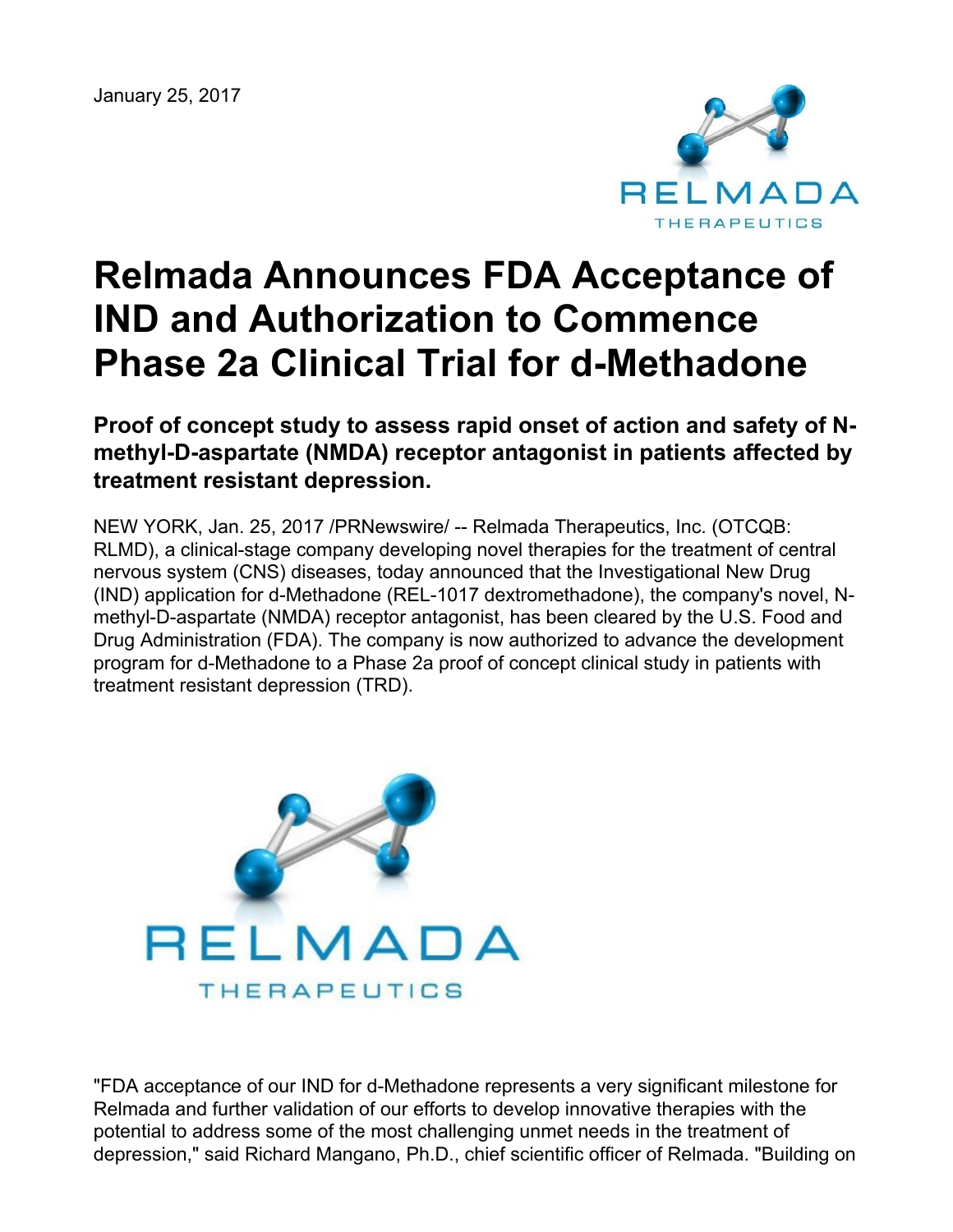January 25, 2017

# Relmada Announces FDA Acceptance of IND and Authorization to Commence Phase 2a Clinical Trial for d-Methadone

## Proof of concept study to assess rapid onset of action and safety of N-methyl-D-aspartate (NMDA) receptor antagonist in patients affected by treatment resistant depression.

NEW YORK, Jan. 25, 2017 /PRNewswire/ -- Relmada Therapeutics, Inc. (OTCQB: RLMD), a clinical-stage company developing novel therapies for the treatment of central nervous system (CNS) diseases, today announced that the Investigational New Drug (IND) application for d-Methadone (REL-1017 dextromethadone), the company's novel, N-methyl-D-aspartate (NMDA) receptor antagonist, has been cleared by the U.S. Food and Drug Administration (FDA). The company is now authorized to advance the development program for d-Methadone to a Phase 2a proof of concept clinical study in patients with treatment resistant depression (TRD).

"FDA acceptance of our IND for d-Methadone represents a very significant milestone for Relmada and further validation of our efforts to develop innovative therapies with the potential to address some of the most challenging unmet needs in the treatment of depression," said Richard Mangano, Ph.D., chief scientific officer of Relmada. "Building on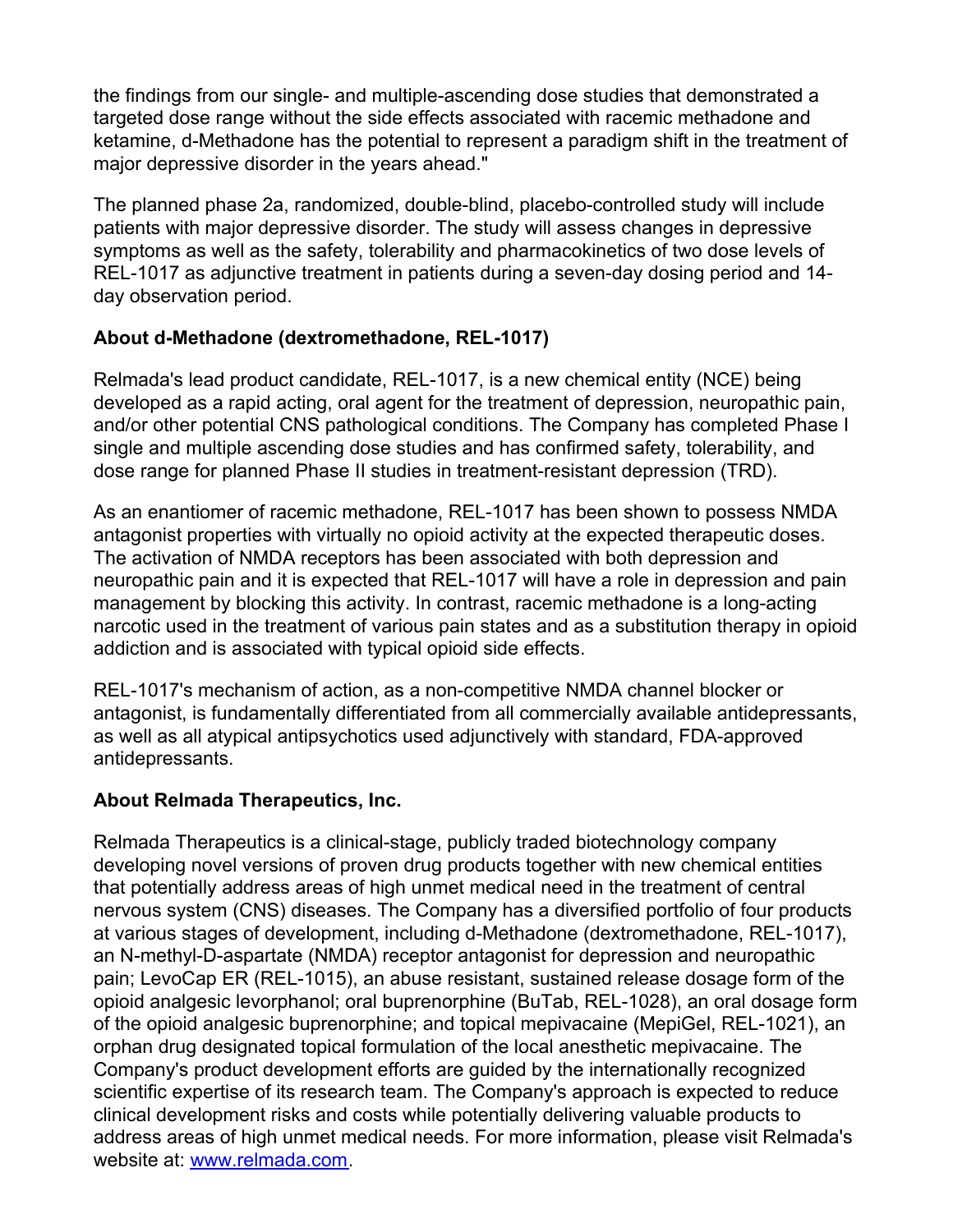the findings from our single- and multiple-ascending dose studies that demonstrated a targeted dose range without the side effects associated with racemic methadone and ketamine, d-Methadone has the potential to represent a paradigm shift in the treatment of major depressive disorder in the years ahead."

The planned phase 2a, randomized, double-blind, placebo-controlled study will include patients with major depressive disorder. The study will assess changes in depressive symptoms as well as the safety, tolerability and pharmacokinetics of two dose levels of REL-1017 as adjunctive treatment in patients during a seven-day dosing period and 14-day observation period.

**About d-Methadone (dextromethadone, REL-1017)**

Relmada's lead product candidate, REL-1017, is a new chemical entity (NCE) being developed as a rapid acting, oral agent for the treatment of depression, neuropathic pain, and/or other potential CNS pathological conditions. The Company has completed Phase I single and multiple ascending dose studies and has confirmed safety, tolerability, and dose range for planned Phase II studies in treatment-resistant depression (TRD).

As an enantiomer of racemic methadone, REL-1017 has been shown to possess NMDA antagonist properties with virtually no opioid activity at the expected therapeutic doses. The activation of NMDA receptors has been associated with both depression and neuropathic pain and it is expected that REL-1017 will have a role in depression and pain management by blocking this activity. In contrast, racemic methadone is a long-acting narcotic used in the treatment of various pain states and as a substitution therapy in opioid addiction and is associated with typical opioid side effects.

REL-1017's mechanism of action, as a non-competitive NMDA channel blocker or antagonist, is fundamentally differentiated from all commercially available antidepressants, as well as all atypical antipsychotics used adjunctively with standard, FDA-approved antidepressants.

**About Relmada Therapeutics, Inc.**

Relmada Therapeutics is a clinical-stage, publicly traded biotechnology company developing novel versions of proven drug products together with new chemical entities that potentially address areas of high unmet medical need in the treatment of central nervous system (CNS) diseases. The Company has a diversified portfolio of four products at various stages of development, including d-Methadone (dextromethadone, REL-1017), an N-methyl-D-aspartate (NMDA) receptor antagonist for depression and neuropathic pain; LevoCap ER (REL-1015), an abuse resistant, sustained release dosage form of the opioid analgesic levorphanol; oral buprenorphine (BuTab, REL-1028), an oral dosage form of the opioid analgesic buprenorphine; and topical mepivacaine (MepiGel, REL-1021), an orphan drug designated topical formulation of the local anesthetic mepivacaine. The Company's product development efforts are guided by the internationally recognized scientific expertise of its research team. The Company's approach is expected to reduce clinical development risks and costs while potentially delivering valuable products to address areas of high unmet medical needs. For more information, please visit Relmada's website at: [www.relmada.com](http://www.relmada.com).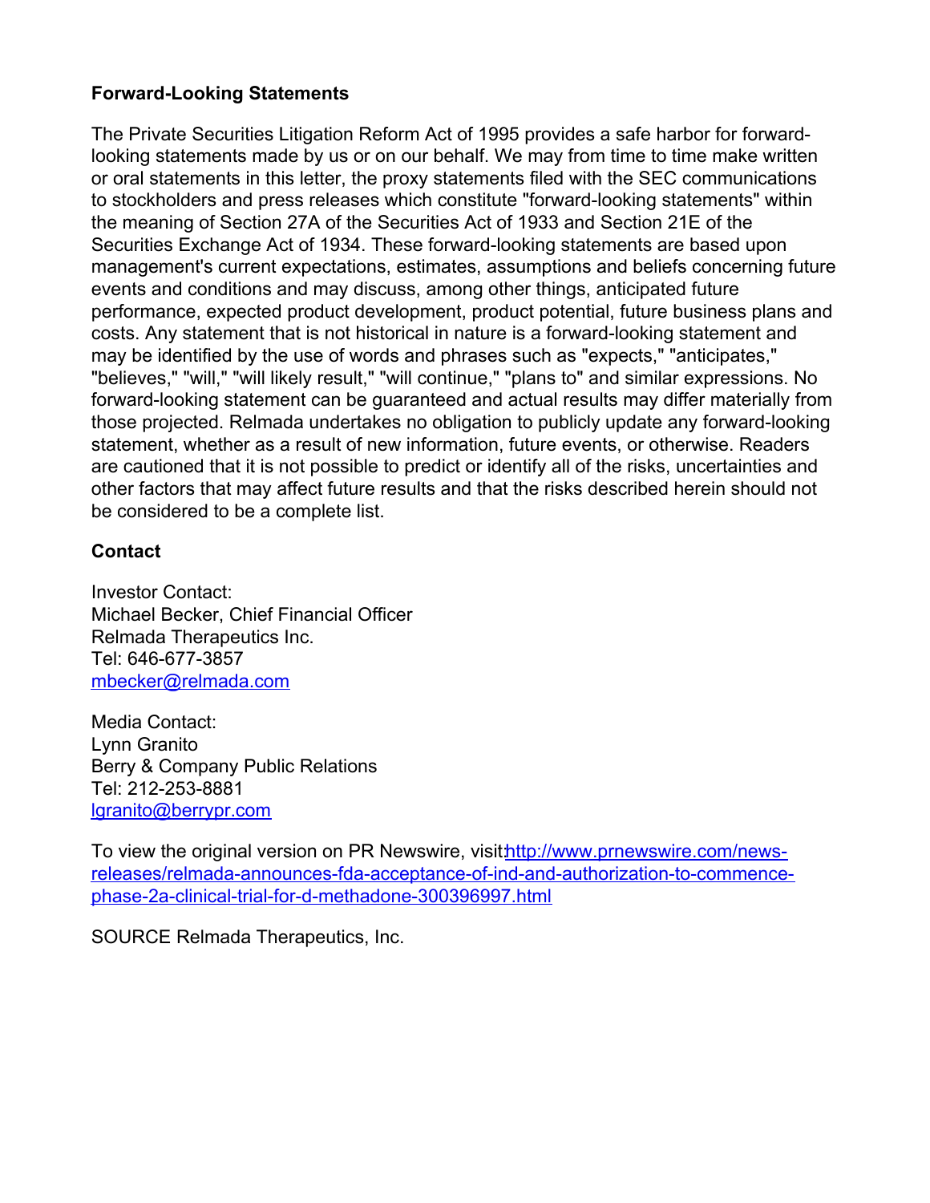**Forward-Looking Statements**

The Private Securities Litigation Reform Act of 1995 provides a safe harbor for forward-looking statements made by us or on our behalf. We may from time to time make written or oral statements in this letter, the proxy statements filed with the SEC communications to stockholders and press releases which constitute "forward-looking statements" within the meaning of Section 27A of the Securities Act of 1933 and Section 21E of the Securities Exchange Act of 1934. These forward-looking statements are based upon management's current expectations, estimates, assumptions and beliefs concerning future events and conditions and may discuss, among other things, anticipated future performance, expected product development, product potential, future business plans and costs. Any statement that is not historical in nature is a forward-looking statement and may be identified by the use of words and phrases such as "expects," "anticipates," "believes," "will," "will likely result," "will continue," "plans to" and similar expressions. No forward-looking statement can be guaranteed and actual results may differ materially from those projected. Relmada undertakes no obligation to publicly update any forward-looking statement, whether as a result of new information, future events, or otherwise. Readers are cautioned that it is not possible to predict or identify all of the risks, uncertainties and other factors that may affect future results and that the risks described herein should not be considered to be a complete list.

**Contact**

Investor Contact:
Michael Becker, Chief Financial Officer
Relmada Therapeutics Inc.
Tel: 646-677-3857
mbecker@relmada.com

Media Contact:
Lynn Granito
Berry & Company Public Relations
Tel: 212-253-8881
lgranito@berrypr.com

To view the original version on PR Newswire, visit:http://www.prnewswire.com/news-releases/relmada-announces-fda-acceptance-of-ind-and-authorization-to-commence-phase-2a-clinical-trial-for-d-methadone-300396997.html

SOURCE Relmada Therapeutics, Inc.